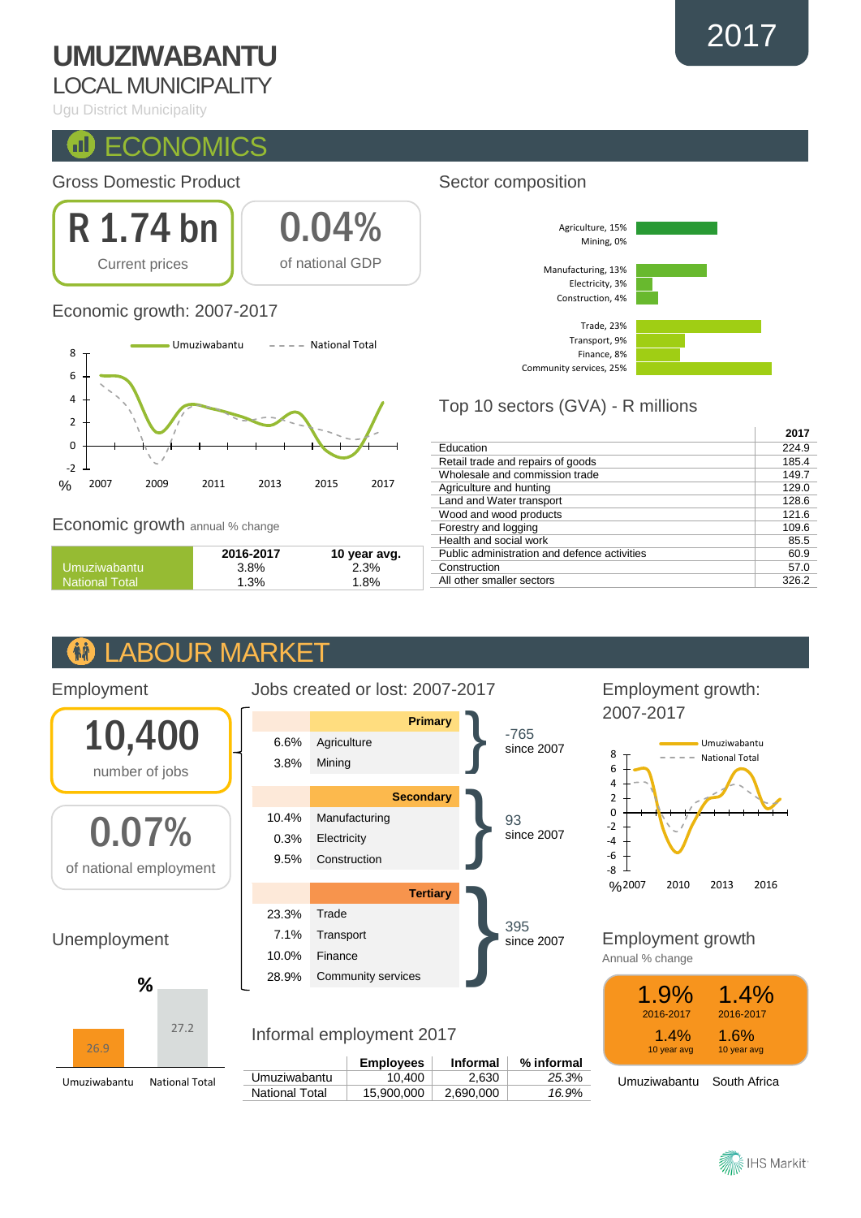# UMUZIWABANTU

## LOCAL MUNICIPALITY

Ugu District Municipality

2017

# ECONOMICS

### Gross Domestic Product

**R 1.74 bn**
Current prices

**0.04%**
of national GDP

### Economic growth: 2007-2017

Umuziwabantu — National Total

8, 6, 4, 2, 0, -2 %

2007 2009 2011 2013 2015 2017

### Economic growth annual % change

| | 2016-2017 | 10 year avg. |
|---|---|---|
| Umuziwabantu | 3.8% | 2.3% |
| National Total | 1.3% | 1.8% |

### Sector composition

- Agriculture, 15%
- Mining, 0%
- Manufacturing, 13%
- Electricity, 3%
- Construction, 4%
- Trade, 23%
- Transport, 9%
- Finance, 8%
- Community services, 25%

### Top 10 sectors (GVA) - R millions

| | 2017 |
|---|---|
| Education | 224.9 |
| Retail trade and repairs of goods | 185.4 |
| Wholesale and commission trade | 149.7 |
| Agriculture and hunting | 129.0 |
| Land and Water transport | 128.6 |
| Wood and wood products | 121.6 |
| Forestry and logging | 109.6 |
| Health and social work | 85.5 |
| Public administration and defence activities | 60.9 |
| Construction | 57.0 |
| All other smaller sectors | 326.2 |

# LABOUR MARKET

### Employment

**10,400**
number of jobs

**0.07%**
of national employment

### Jobs created or lost: 2007-2017

| | | |
|---|---|---|
| **Primary** | | -765 since 2007 |
| 6.6% | Agriculture | |
| 3.8% | Mining | |
| **Secondary** | | 93 since 2007 |
| 10.4% | Manufacturing | |
| 0.3% | Electricity | |
| 9.5% | Construction | |
| **Tertiary** | | 395 since 2007 |
| 23.3% | Trade | |
| 7.1% | Transport | |
| 10.0% | Finance | |
| 28.9% | Community services | |

### Employment growth: 2007-2017

Umuziwabantu — National Total

8, 6, 4, 2, 0, -2, -4, -6, -8 %

2007 2010 2013 2016

### Unemployment

%

| Umuziwabantu | National Total |
|---|---|
| 26.9 | 27.2 |

### Informal employment 2017

| | Employees | Informal | % informal |
|---|---|---|---|
| Umuziwabantu | 10,400 | 2,630 | *25.3%* |
| National Total | 15,900,000 | 2,690,000 | *16.9%* |

### Employment growth

Annual % change

| | Umuziwabantu | South Africa |
|---|---|---|
| 2016-2017 | 1.9% | 1.4% |
| 10 year avg | 1.4% | 1.6% |

IHS Markit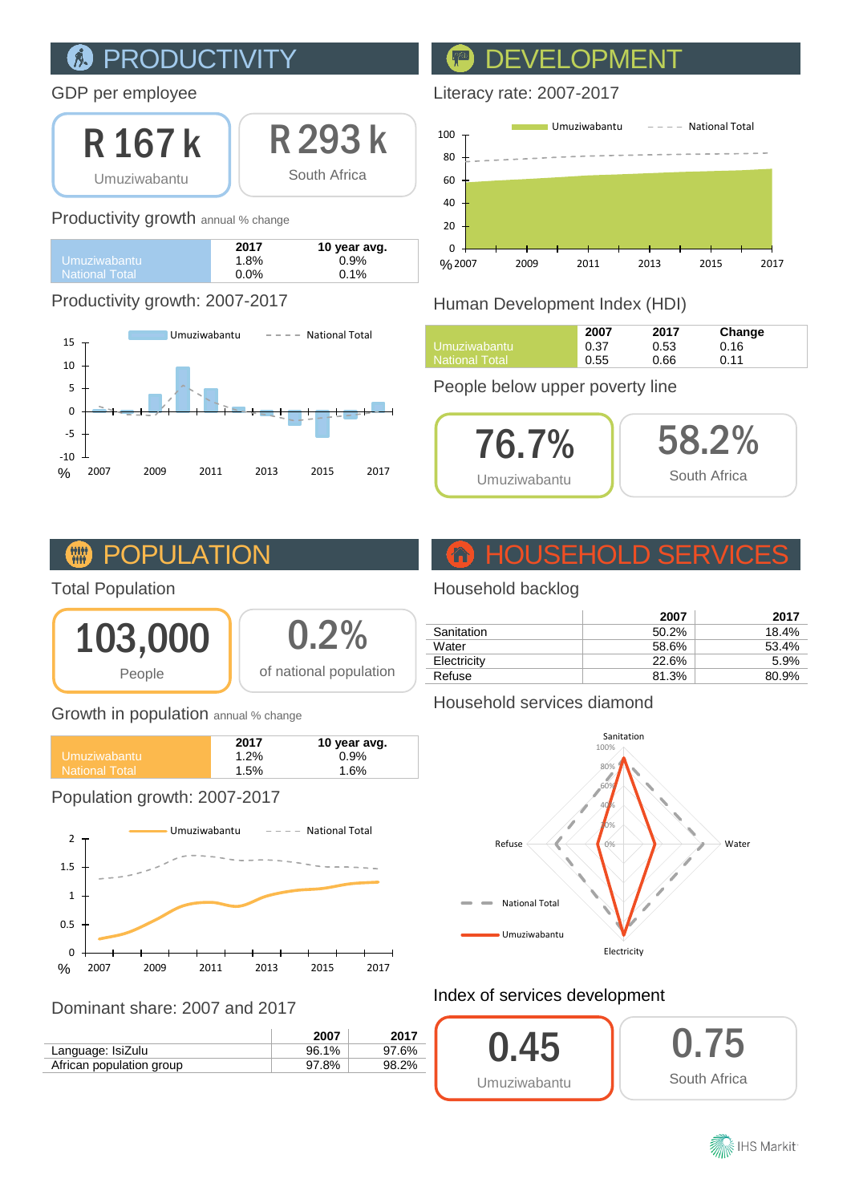## PRODUCTIVITY

### GDP per employee

**R 167 k**
Umuziwabantu

**R 293 k**
South Africa

### Productivity growth annual % change

| | 2017 | 10 year avg. |
|---|---|---|
| Umuziwabantu | 1.8% | 0.9% |
| National Total | 0.0% | 0.1% |

### Productivity growth: 2007-2017

## DEVELOPMENT

### Literacy rate: 2007-2017

### Human Development Index (HDI)

| | 2007 | 2017 | Change |
|---|---|---|---|
| Umuziwabantu | 0.37 | 0.53 | 0.16 |
| National Total | 0.55 | 0.66 | 0.11 |

### People below upper poverty line

**76.7%**
Umuziwabantu

**58.2%**
South Africa

## POPULATION

### Total Population

**103,000**
People

**0.2%**
of national population

### Growth in population annual % change

| | 2017 | 10 year avg. |
|---|---|---|
| Umuziwabantu | 1.2% | 0.9% |
| National Total | 1.5% | 1.6% |

### Population growth: 2007-2017

### Dominant share: 2007 and 2017

| | 2007 | 2017 |
|---|---|---|
| Language: IsiZulu | 96.1% | 97.6% |
| African population group | 97.8% | 98.2% |

## HOUSEHOLD SERVICES

### Household backlog

| | 2007 | 2017 |
|---|---|---|
| Sanitation | 50.2% | 18.4% |
| Water | 58.6% | 53.4% |
| Electricity | 22.6% | 5.9% |
| Refuse | 81.3% | 80.9% |

### Household services diamond

### Index of services development

**0.45**
Umuziwabantu

**0.75**
South Africa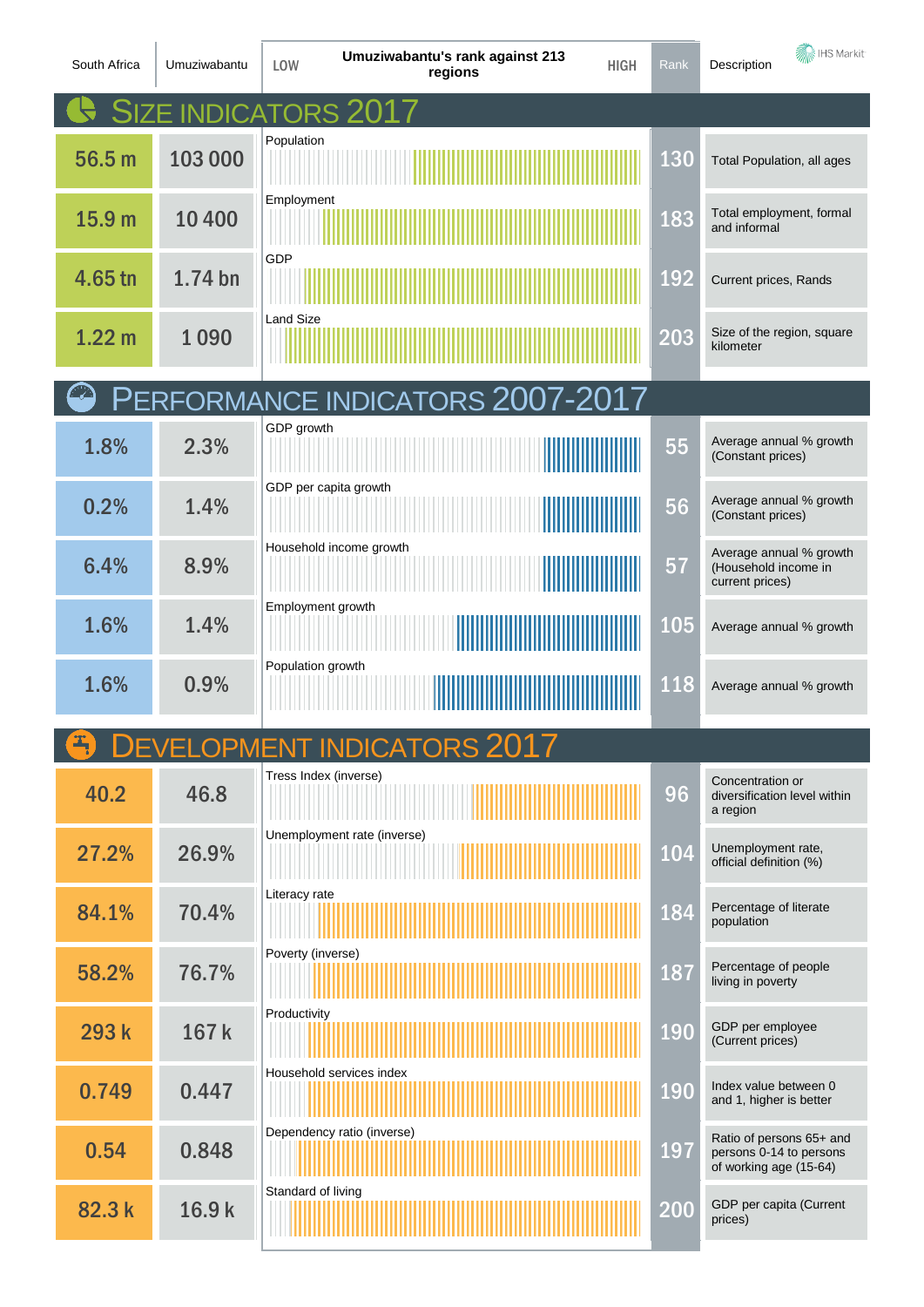| South Africa | Umuziwabantu | Umuziwabantu's rank against 213 regions (LOW – HIGH) | Rank | Description |
|---|---|---|---|---|
| **SIZE INDICATORS 2017** | | | | |
| 56.5 m | 103 000 | Population | 130 | Total Population, all ages |
| 15.9 m | 10 400 | Employment | 183 | Total employment, formal and informal |
| 4.65 tn | 1.74 bn | GDP | 192 | Current prices, Rands |
| 1.22 m | 1 090 | Land Size | 203 | Size of the region, square kilometer |
| **PERFORMANCE INDICATORS 2007-2017** | | | | |
| 1.8% | 2.3% | GDP growth | 55 | Average annual % growth (Constant prices) |
| 0.2% | 1.4% | GDP per capita growth | 56 | Average annual % growth (Constant prices) |
| 6.4% | 8.9% | Household income growth | 57 | Average annual % growth (Household income in current prices) |
| 1.6% | 1.4% | Employment growth | 105 | Average annual % growth |
| 1.6% | 0.9% | Population growth | 118 | Average annual % growth |
| **DEVELOPMENT INDICATORS 2017** | | | | |
| 40.2 | 46.8 | Tress Index (inverse) | 96 | Concentration or diversification level within a region |
| 27.2% | 26.9% | Unemployment rate (inverse) | 104 | Unemployment rate, official definition (%) |
| 84.1% | 70.4% | Literacy rate | 184 | Percentage of literate population |
| 58.2% | 76.7% | Poverty (inverse) | 187 | Percentage of people living in poverty |
| 293 k | 167 k | Productivity | 190 | GDP per employee (Current prices) |
| 0.749 | 0.447 | Household services index | 190 | Index value between 0 and 1, higher is better |
| 0.54 | 0.848 | Dependency ratio (inverse) | 197 | Ratio of persons 65+ and persons 0-14 to persons of working age (15-64) |
| 82.3 k | 16.9 k | Standard of living | 200 | GDP per capita (Current prices) |

IHS Markit